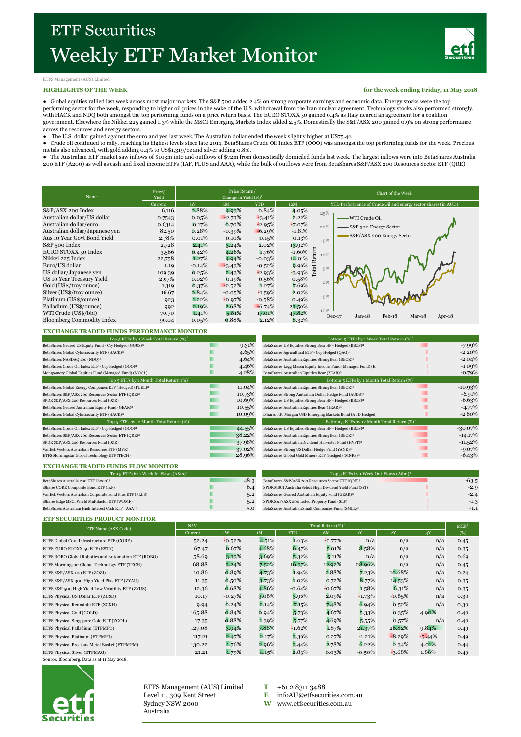# ETF Securities
# Weekly ETF Market Monitor

ETFS Management (AUS) Limited

**HIGHLIGHTS OF THE WEEK** — **for the week ending Friday, 11 May 2018**

- Global equities rallied last week across most major markets. The S&P 500 added 2.4% on strong corporate earnings and economic data. Energy stocks were the top performing sector for the week, responding to higher oil prices in the wake of the U.S. withdrawal from the Iran nuclear agreement. Technology stocks also performed strongly, with HACK and NDQ both amongst the top performing funds on a price return basis. The EURO STOXX 50 gained 0.4% as Italy neared an agreement for a coalition government. Elsewhere the Nikkei 225 gained 1.3% while the MSCI Emerging Markets Index added 2.5%. Domestically the S&P/ASX 200 gained 0.9% on strong performance across the resources and energy sectors.
- The U.S. dollar gained against the euro and yen last week. The Australian dollar ended the week slightly higher at US75.4c.
- Crude oil continued to rally, reaching its highest levels since late 2014. BetaShares Crude Oil Index ETF (OOO) was amongst the top performing funds for the week. Precious metals also advanced, with gold adding 0.4% to US$1,319/oz and silver adding 0.8%.
- The Australian ETF market saw inflows of $103m into and outflows of $72m from domestically domiciled funds last week. The largest inflows were into BetaShares Australia 200 ETF (A200) as well as cash and fixed income ETFs (IAF, PLUS and AAA), while the bulk of outflows were from BetaShares S&P/ASX 200 Resources Sector ETF (QRE).

| Name | Price/ Yield | Price Return/ Change in Yield (%)[1] | | | |
|---|---|---|---|---|---|
| | Current | 1W | 1M | YTD | 12M |
| S&P/ASX 200 Index | 6,116 | 0.88% | 4.93% | 0.84% | 4.05% |
| Australian dollar/US dollar | 0.7543 | 0.05% | -2.73% | -3.41% | 2.22% |
| Australian dollar/euro | 0.6314 | 0.17% | 0.70% | -2.95% | -7.07% |
| Australian dollar/Japanese yen | 82.50 | 0.28% | -0.39% | -6.29% | -1.81% |
| Aus 10 Year Govt Bond Yield | 2.78% | 0.01% | 0.10% | 0.15% | 0.13% |
| S&P 500 Index | 2,728 | 2.41% | 3.24% | 2.02% | 13.92% |
| EURO STOXX 50 Index | 3,566 | 0.42% | 4.26% | 1.76% | -1.60% |
| Nikkei 225 Index | 22,758 | 1.27% | 4.94% | -0.03% | 14.01% |
| Euro/US dollar | 1.19 | -0.14% | -3.43% | -0.52% | 9.96% |
| US dollar/Japanese yen | 109.39 | 0.25% | 2.43% | -2.93% | -3.93% |
| US 10 Year Treasury Yield | 2.97% | 0.02% | 0.19% | 0.56% | 0.58% |
| Gold (US$/troy ounce) | 1,319 | 0.37% | -2.52% | 1.27% | 7.69% |
| Silver (US$/troy ounce) | 16.67 | 0.84% | -0.05% | -1.59% | 2.02% |
| Platinum (US$/ounce) | 923 | 1.22% | -0.97% | -0.58% | 0.49% |
| Palladium (US$/ounce) | 992 | 2.19% | 2.68% | -6.74% | 23.50% |
| WTI Crude (US$/bbl) | 70.70 | 1.41% | 5.81% | 17.01% | 47.82% |
| Bloomberg Commodity Index | 90.04 | 0.05% | 0.88% | 2.12% | 8.32% |

**Chart of the Week**

YTD Performance of Crude Oil and energy sector shares (in AUD)

## EXCHANGE TRADED FUNDS PERFORMANCE MONITOR

| Top 5 ETFs by 1 Week Total Return (%)[2] | |
|---|---|
| BetaShares Geared US Equity Fund - Ccy Hedged (GGUS)[3] | 9.31% |
| BetaShares Global Cybersecurity ETF (HACK)[3] | 4.65% |
| BetaShares NASDAQ 100 (NDQ)[3] | 4.64% |
| BetaShares Crude Oil Index ETF - Ccy Hedged (OOO)[3] | 4.46% |
| Montgomery Global Equities Fund (Managed Fund) (MOGL) | 4.28% |

| Bottom 5 ETFs by 1 Week Total Return (%)[2] | |
|---|---|
| BetaShares US Equities Strong Bear HF - Hedged (BBUS)[3] | -7.99% |
| BetaShares Agricultural ETF - Ccy Hedged (QAG)[3] | -2.20% |
| BetaShares Australian Equities Strong Bear (BBOZ)[3] | -2.04% |
| BetaShares Legg Mason Equity Income Fund (Managed Fund) (EI | -1.09% |
| BetaShares Australian Equities Bear (BEAR)[3] | -0.79% |

| Top 5 ETFs by 1 Month Total Return (%)[2] | |
|---|---|
| BetaShares Global Energy Companies ETF (Hedged) (FUEL)[3] | 11.04% |
| BetaShares S&P/ASX 200 Resources Sector ETF (QRE)[3] | 10.73% |
| SPDR S&P/ASX 200 Resources Fund (OZR) | 10.69% |
| BetaShares Geared Australian Equity Fund (GEAR)[3] | 10.55% |
| BetaShares Global Cybersecurity ETF (HACK)[3] | 10.09% |

| Bottom 5 ETFs by 1 Month Total Return (%)[2] | |
|---|---|
| BetaShares Australian Equities Strong Bear (BBOZ)[3] | -10.93% |
| BetaShares Strong Australian Dollar Hedge Fund (AUDS)[3] | -6.91% |
| BetaShares US Equities Strong Bear HF - Hedged (BBUS)[3] | -6.63% |
| BetaShares Australian Equities Bear (BEAR)[3] | -4.77% |
| iShares J.P. Morgan USD Emerging Markets Bond (AUD Hedged) | -2.60% |

| Top 5 ETFs by 12 Month Total Return (%)[2] | |
|---|---|
| BetaShares Crude Oil Index ETF - Ccy Hedged (OOO)[3] | 44.55% |
| BetaShares S&P/ASX 200 Resources Sector ETF (QRE)[3] | 38.22% |
| SPDR S&P/ASX 200 Resources Fund (OZR) | 37.98% |
| VanEck Vectors Australian Resources ETF (MVR) | 37.02% |
| ETFS Morningstar Global Technology ETF (TECH) | 28.96% |

| Bottom 5 ETFs by 12 Month Total Return (%)[2] | |
|---|---|
| BetaShares US Equities Strong Bear HF - Hedged (BBUS)[3] | -30.07% |
| BetaShares Australian Equities Strong Bear (BBOZ)[3] | -14.17% |
| BetaShares Australian Dividend Harvester Fund (HVST)[3] | -11.52% |
| BetaShares Strong US Dollar Hedge Fund (YANK)[3] | -9.07% |
| BetaShares Global Gold Miners ETF (Hedged) (MNRS)[3] | -6.43% |

## EXCHANGE TRADED FUNDS FLOW MONITOR

| Top 5 ETFs by 1 Week In-Flows (A$m)[4] | |
|---|---|
| BetaShares Australia 200 ETF (A200)[3] | 48.3 |
| iShares CORE Composite Bond ETF (IAF) | 6.4 |
| VanEck Vectors Australian Corporate Bond Plus ETF (PLUS) | 5.2 |
| iShares Edge MSCI World Multifactor ETF (WDMF) | 5.2 |
| BetaShares Australian High Interest Cash ETF (AAA)[3] | 5.0 |

| Top 5 ETFs by 1 Week Out-Flows (A$m)[4] | |
|---|---|
| BetaShares S&P/ASX 200 Resources Sector ETF (QRE)[3] | -63.5 |
| SPDR MSCI Australia Select High Dividend Yield Fund (SYI) | -2.9 |
| BetaShares Geared Australian Equity Fund (GEAR)[3] | -2.4 |
| SPDR S&P/ASX 200 Listed Property Fund (SLF) | -1.3 |
| BetaShares Australian Small Companies Fund (SMLL)[3] | -1.1 |

## ETF SECURITIES PRODUCT MONITOR

| ETF Name (ASX Code) | NAV | Total Return (%)[2] | | | | | | | MER[5] |
|---|---|---|---|---|---|---|---|---|---|
| | Current | 1W | 1M | YTD | 6M | 1Y | 2Y | 3Y | (%) |
| ETFS Global Core Infrastructure ETF (CORE) | 52.24 | -0.52% | 4.51% | 1.63% | -0.77% | n/a | n/a | n/a | 0.45 |
| ETFS EURO STOXX 50 ETF (ESTX) | 67.47 | 0.67% | 4.68% | 6.47% | 5.01% | 8.58% | n/a | n/a | 0.35 |
| ETFS ROBO Global Robotics and Automation ETF (ROBO) | 58.69 | 3.33% | 3.69% | 5.32% | 5.11% | n/a | n/a | n/a | 0.69 |
| ETFS Morningstar Global Technology ETF (TECH) | 68.88 | 3.24% | 7.52% | 16.37% | 12.92% | 28.96% | n/a | n/a | 0.45 |
| ETFS S&P/ASX 100 ETF (ZOZI) | 10.86 | 0.89% | 4.73% | 1.94% | 2.88% | 7.23% | 10.68% | n/a | 0.24 |
| ETFS S&P/ASX 300 High Yield Plus ETF (ZYAU) | 11.35 | 0.50% | 3.73% | 1.02% | 0.72% | 8.77% | 14.53% | n/a | 0.35 |
| ETFS S&P 500 High Yield Low Volatility ETF (ZYUS) | 12.36 | 0.68% | 4.86% | -0.64% | -0.67% | 1.58% | 6.31% | n/a | 0.35 |
| ETFS Physical US Dollar ETF (ZUSD) | 10.17 | -0.27% | 3.08% | 3.96% | 2.09% | -1.73% | -0.85% | n/a | 0.30 |
| ETFS Physical Renminbi ETF (ZCNH) | 9.94 | 0.24% | 2.14% | 7.15% | 7.48% | 6.94% | 0.52% | n/a | 0.30 |
| ETFS Physical Gold (GOLD) | 165.88 | 0.84% | 0.94% | 5.73% | 4.67% | 5.33% | 0.35% | 4.90% | 0.40 |
| ETFS Physical Singapore Gold ETF (ZGOL) | 17.35 | 0.88% | 1.39% | 5.77% | 4.69% | 5.55% | 0.57% | n/a | 0.40 |
| ETFS Physical Palladium (ETPMPD) | 127.08 | 3.94% | 7.88% | -1.62% | 1.87% | 21.37% | 26.82% | 9.84% | 0.49 |
| ETFS Physical Platinum (ETPMPT) | 117.21 | 2.47% | 2.17% | 3.36% | 0.27% | -1.21% | -8.29% | -5.44% | 0.49 |
| ETFS Physical Precious Metal Basket (ETPMPM) | 130.22 | 1.76% | 2.96% | 3.44% | 2.78% | 6.22% | 2.34% | 4.01% | 0.44 |
| ETFS Physical Silver (ETPMAG) | 21.21 | 1.79% | 4.15% | 2.83% | 0.03% | -0.50% | -3.68% | 1.86% | 0.49 |

Source: Bloomberg. Data as at 11 May 2018.

ETFS Management (AUS) Limited
Level 11, 309 Kent Street
Sydney NSW 2000
Australia

**T** +61 2 8311 3488
**E** infoAU@etfsecurities.com.au
**W** www.etfsecurities.com.au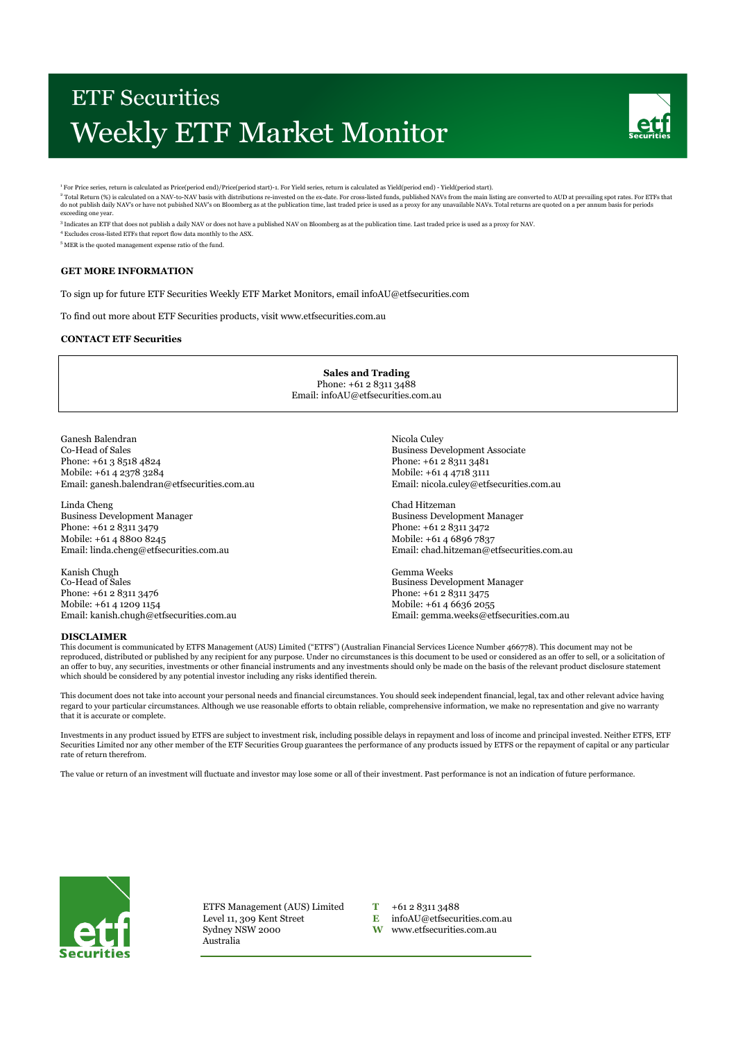# ETF Securities
# Weekly ETF Market Monitor

[1] For Price series, return is calculated as Price(period end)/Price(period start)-1. For Yield series, return is calculated as Yield(period end) - Yield(period start).

[2] Total Return (%) is calculated on a NAV-to-NAV basis with distributions re-invested on the ex-date. For cross-listed funds, published NAVs from the main listing are converted to AUD at prevailing spot rates. For ETFs that do not publish daily NAV's or have not pubished NAV's on Bloomberg as at the publication time, last traded price is used as a proxy for any unavailable NAVs. Total returns are quoted on a per annum basis for periods exceeding one year.

[3] Indicates an ETF that does not publish a daily NAV or does not have a published NAV on Bloomberg as at the publication time. Last traded price is used as a proxy for NAV.

[4] Excludes cross-listed ETFs that report flow data monthly to the ASX.

[5] MER is the quoted management expense ratio of the fund.

**GET MORE INFORMATION**

To sign up for future ETF Securities Weekly ETF Market Monitors, email infoAU@etfsecurities.com

To find out more about ETF Securities products, visit www.etfsecurities.com.au

**CONTACT ETF Securities**

**Sales and Trading**
Phone: +61 2 8311 3488
Email: infoAU@etfsecurities.com.au

Ganesh Balendran
Co-Head of Sales
Phone: +61 3 8518 4824
Mobile: +61 4 2378 3284
Email: ganesh.balendran@etfsecurities.com.au

Linda Cheng
Business Development Manager
Phone: +61 2 8311 3479
Mobile: +61 4 8800 8245
Email: linda.cheng@etfsecurities.com.au

Kanish Chugh
Co-Head of Sales
Phone: +61 2 8311 3476
Mobile: +61 4 1209 1154
Email: kanish.chugh@etfsecurities.com.au

Nicola Culey
Business Development Associate
Phone: +61 2 8311 3481
Mobile: +61 4 4718 3111
Email: nicola.culey@etfsecurities.com.au

Chad Hitzeman
Business Development Manager
Phone: +61 2 8311 3472
Mobile: +61 4 6896 7837
Email: chad.hitzeman@etfsecurities.com.au

Gemma Weeks
Business Development Manager
Phone: +61 2 8311 3475
Mobile: +61 4 6636 2055
Email: gemma.weeks@etfsecurities.com.au

**DISCLAIMER**

This document is communicated by ETFS Management (AUS) Limited ("ETFS") (Australian Financial Services Licence Number 466778). This document may not be reproduced, distributed or published by any recipient for any purpose. Under no circumstances is this document to be used or considered as an offer to sell, or a solicitation of an offer to buy, any securities, investments or other financial instruments and any investments should only be made on the basis of the relevant product disclosure statement which should be considered by any potential investor including any risks identified therein.

This document does not take into account your personal needs and financial circumstances. You should seek independent financial, legal, tax and other relevant advice having regard to your particular circumstances. Although we use reasonable efforts to obtain reliable, comprehensive information, we make no representation and give no warranty that it is accurate or complete.

Investments in any product issued by ETFS are subject to investment risk, including possible delays in repayment and loss of income and principal invested. Neither ETFS, ETF Securities Limited nor any other member of the ETF Securities Group guarantees the performance of any products issued by ETFS or the repayment of capital or any particular rate of return therefrom.

The value or return of an investment will fluctuate and investor may lose some or all of their investment. Past performance is not an indication of future performance.

ETFS Management (AUS) Limited
Level 11, 309 Kent Street
Sydney NSW 2000
Australia

**T** +61 2 8311 3488
**E** infoAU@etfsecurities.com.au
**W** www.etfsecurities.com.au